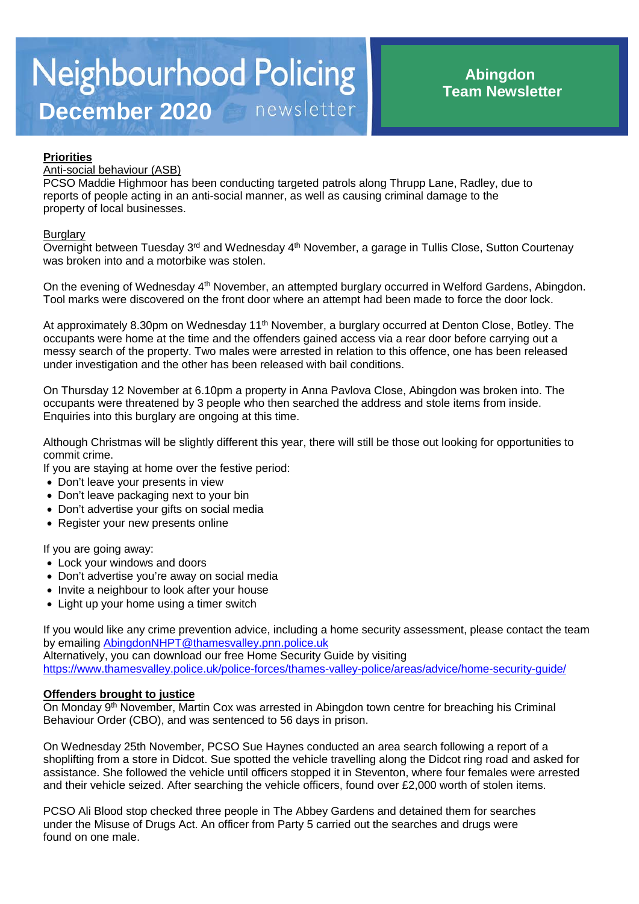# Neighbourhood Policing

**December 2020** newsletter

**Abingdon Team Newsletter**

**Priorities**

Anti-social behaviour (ASB)

PCSO Maddie Highmoor has been conducting targeted patrols along Thrupp Lane, Radley, due to reports of people acting in an anti-social manner, as well as causing criminal damage to the property of local businesses.

Burglary

Overnight between Tuesday 3rd and Wednesday 4th November, a garage in Tullis Close, Sutton Courtenay was broken into and a motorbike was stolen.

On the evening of Wednesday 4th November, an attempted burglary occurred in Welford Gardens, Abingdon. Tool marks were discovered on the front door where an attempt had been made to force the door lock.

At approximately 8.30pm on Wednesday 11th November, a burglary occurred at Denton Close, Botley. The occupants were home at the time and the offenders gained access via a rear door before carrying out a messy search of the property. Two males were arrested in relation to this offence, one has been released under investigation and the other has been released with bail conditions.

On Thursday 12 November at 6.10pm a property in Anna Pavlova Close, Abingdon was broken into. The occupants were threatened by 3 people who then searched the address and stole items from inside. Enquiries into this burglary are ongoing at this time.

Although Christmas will be slightly different this year, there will still be those out looking for opportunities to commit crime.

If you are staying at home over the festive period:

- Don't leave your presents in view
- Don't leave packaging next to your bin
- Don't advertise your gifts on social media
- Register your new presents online

If you are going away:

- Lock your windows and doors
- Don't advertise you're away on social media
- Invite a neighbour to look after your house
- Light up your home using a timer switch

If you would like any crime prevention advice, including a home security assessment, please contact the team by emailing AbingdonNHPT@thamesvalley.pnn.police.uk

Alternatively, you can download our free Home Security Guide by visiting https://www.thamesvalley.police.uk/police-forces/thames-valley-police/areas/advice/home-security-guide/

**Offenders brought to justice**

On Monday 9th November, Martin Cox was arrested in Abingdon town centre for breaching his Criminal Behaviour Order (CBO), and was sentenced to 56 days in prison.

On Wednesday 25th November, PCSO Sue Haynes conducted an area search following a report of a shoplifting from a store in Didcot. Sue spotted the vehicle travelling along the Didcot ring road and asked for assistance. She followed the vehicle until officers stopped it in Steventon, where four females were arrested and their vehicle seized. After searching the vehicle officers, found over £2,000 worth of stolen items.

PCSO Ali Blood stop checked three people in The Abbey Gardens and detained them for searches under the Misuse of Drugs Act. An officer from Party 5 carried out the searches and drugs were found on one male.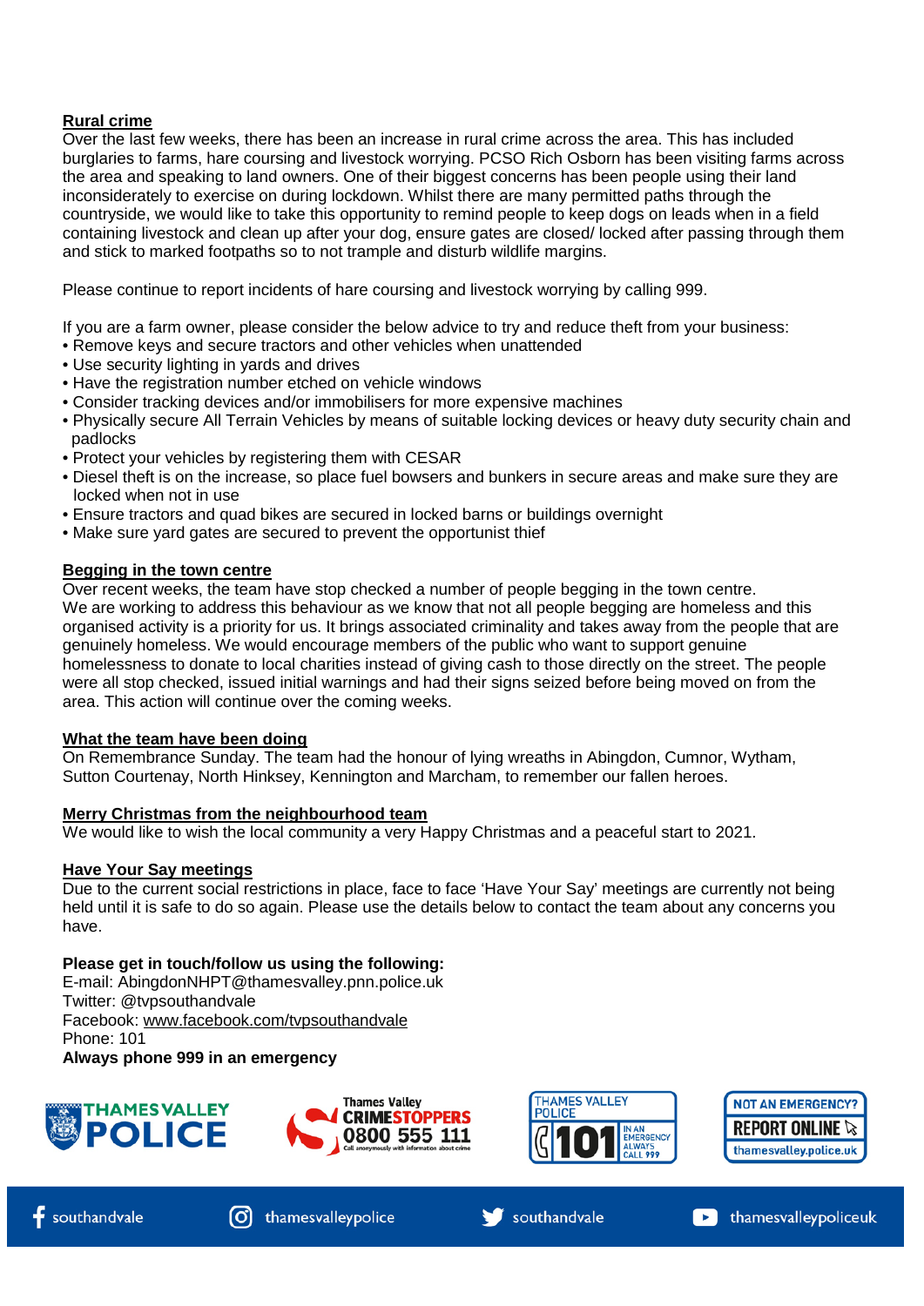## Rural crime

Over the last few weeks, there has been an increase in rural crime across the area. This has included burglaries to farms, hare coursing and livestock worrying. PCSO Rich Osborn has been visiting farms across the area and speaking to land owners. One of their biggest concerns has been people using their land inconsiderately to exercise on during lockdown. Whilst there are many permitted paths through the countryside, we would like to take this opportunity to remind people to keep dogs on leads when in a field containing livestock and clean up after your dog, ensure gates are closed/ locked after passing through them and stick to marked footpaths so to not trample and disturb wildlife margins.

Please continue to report incidents of hare coursing and livestock worrying by calling 999.

If you are a farm owner, please consider the below advice to try and reduce theft from your business:

- Remove keys and secure tractors and other vehicles when unattended
- Use security lighting in yards and drives
- Have the registration number etched on vehicle windows
- Consider tracking devices and/or immobilisers for more expensive machines
- Physically secure All Terrain Vehicles by means of suitable locking devices or heavy duty security chain and padlocks
- Protect your vehicles by registering them with CESAR
- Diesel theft is on the increase, so place fuel bowsers and bunkers in secure areas and make sure they are locked when not in use
- Ensure tractors and quad bikes are secured in locked barns or buildings overnight
- Make sure yard gates are secured to prevent the opportunist thief

## Begging in the town centre

Over recent weeks, the team have stop checked a number of people begging in the town centre. We are working to address this behaviour as we know that not all people begging are homeless and this organised activity is a priority for us. It brings associated criminality and takes away from the people that are genuinely homeless. We would encourage members of the public who want to support genuine homelessness to donate to local charities instead of giving cash to those directly on the street. The people were all stop checked, issued initial warnings and had their signs seized before being moved on from the area. This action will continue over the coming weeks.

## What the team have been doing

On Remembrance Sunday. The team had the honour of lying wreaths in Abingdon, Cumnor, Wytham, Sutton Courtenay, North Hinksey, Kennington and Marcham, to remember our fallen heroes.

## Merry Christmas from the neighbourhood team

We would like to wish the local community a very Happy Christmas and a peaceful start to 2021.

## Have Your Say meetings

Due to the current social restrictions in place, face to face 'Have Your Say' meetings are currently not being held until it is safe to do so again. Please use the details below to contact the team about any concerns you have.

**Please get in touch/follow us using the following:**

E-mail: AbingdonNHPT@thamesvalley.pnn.police.uk
Twitter: @tvpsouthandvale
Facebook: www.facebook.com/tvpsouthandvale
Phone: 101
**Always phone 999 in an emergency**

THAMES VALLEY POLICE

Thames Valley CRIMESTOPPERS 0800 555 111 Call anonymously with information about crime

THAMES VALLEY POLICE 101 IN AN EMERGENCY ALWAYS CALL 999

NOT AN EMERGENCY? REPORT ONLINE thamesvalley.police.uk

southandvale | thamesvalleypolice | southandvale | thamesvalleypoliceuk